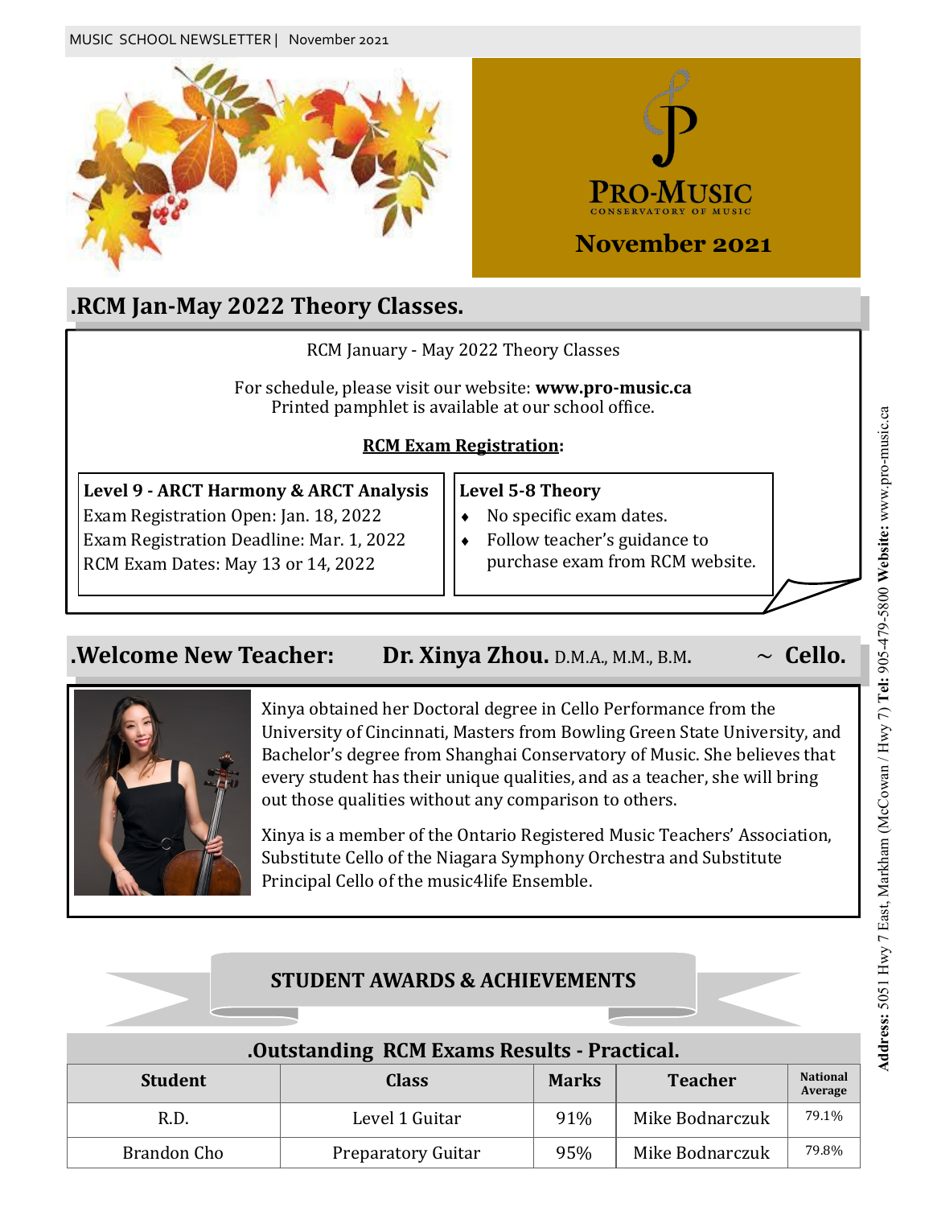PRO-MUSIC
CONSERVATORY OF MUSIC

# November 2021

## .RCM Jan-May 2022 Theory Classes.

RCM January - May 2022 Theory Classes

For schedule, please visit our website: **www.pro-music.ca**
Printed pamphlet is available at our school office.

**RCM Exam Registration:**

**Level 9 - ARCT Harmony & ARCT Analysis**
Exam Registration Open: Jan. 18, 2022
Exam Registration Deadline: Mar. 1, 2022
RCM Exam Dates: May 13 or 14, 2022

**Level 5-8 Theory**
- No specific exam dates.
- Follow teacher's guidance to purchase exam from RCM website.

## .Welcome New Teacher: Dr. Xinya Zhou. D.M.A., M.M., B.M. ~ Cello.

Xinya obtained her Doctoral degree in Cello Performance from the University of Cincinnati, Masters from Bowling Green State University, and Bachelor's degree from Shanghai Conservatory of Music. She believes that every student has their unique qualities, and as a teacher, she will bring out those qualities without any comparison to others.

Xinya is a member of the Ontario Registered Music Teachers' Association, Substitute Cello of the Niagara Symphony Orchestra and Substitute Principal Cello of the music4life Ensemble.

## STUDENT AWARDS & ACHIEVEMENTS

### .Outstanding RCM Exams Results - Practical.

| Student | Class | Marks | Teacher | National Average |
|---|---|---|---|---|
| R.D. | Level 1 Guitar | 91% | Mike Bodnarczuk | 79.1% |
| Brandon Cho | Preparatory Guitar | 95% | Mike Bodnarczuk | 79.8% |

**Address:** 5051 Hwy 7 East, Markham (McCowan / Hwy 7) **Tel:** 905-479-5800 **Website:** www.pro-music.ca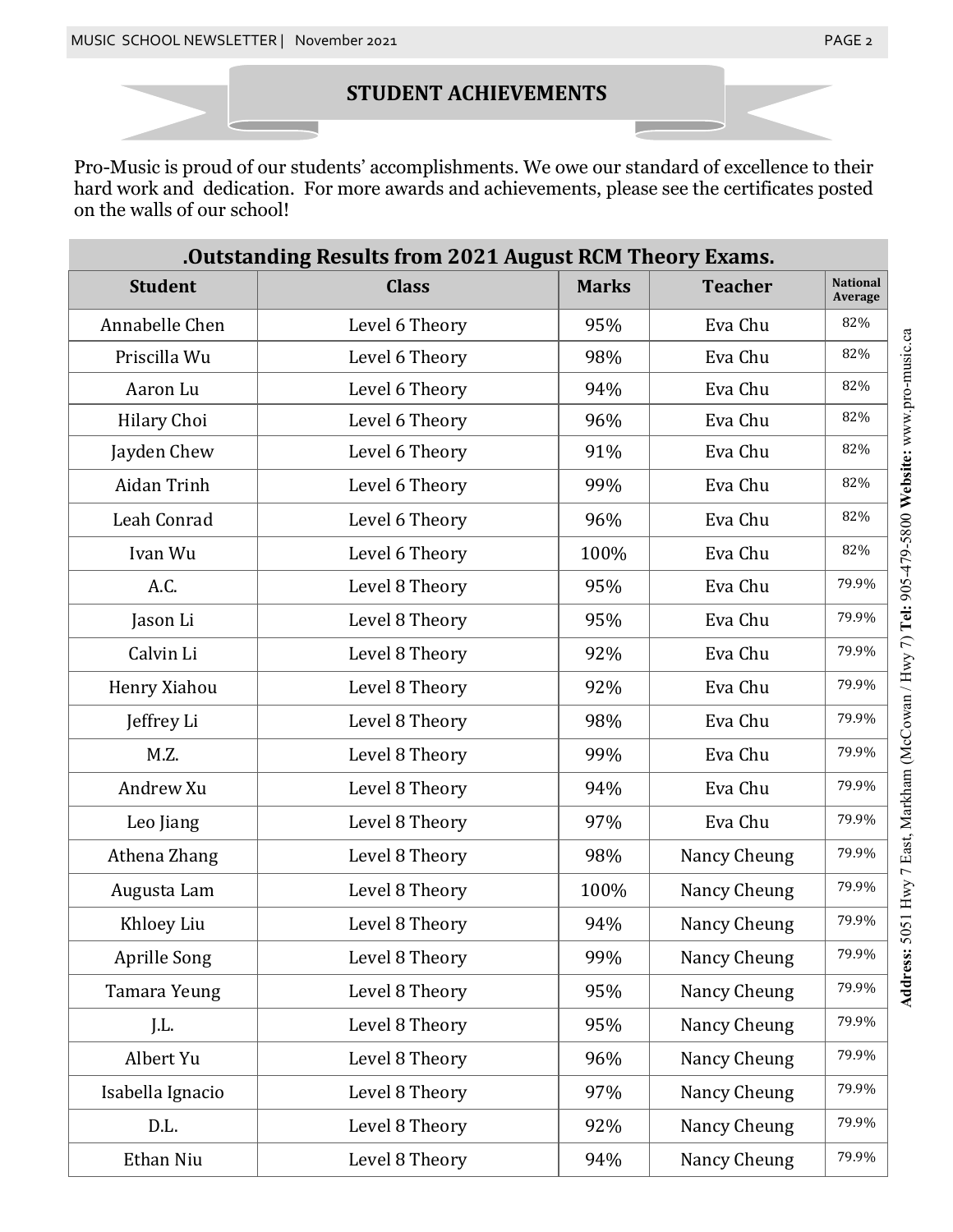## STUDENT ACHIEVEMENTS

Pro-Music is proud of our students' accomplishments. We owe our standard of excellence to their hard work and dedication. For more awards and achievements, please see the certificates posted on the walls of our school!

| .Outstanding Results from 2021 August RCM Theory Exams. | | | | |
|---|---|---|---|---|
| **Student** | **Class** | **Marks** | **Teacher** | **National Average** |
| Annabelle Chen | Level 6 Theory | 95% | Eva Chu | 82% |
| Priscilla Wu | Level 6 Theory | 98% | Eva Chu | 82% |
| Aaron Lu | Level 6 Theory | 94% | Eva Chu | 82% |
| Hilary Choi | Level 6 Theory | 96% | Eva Chu | 82% |
| Jayden Chew | Level 6 Theory | 91% | Eva Chu | 82% |
| Aidan Trinh | Level 6 Theory | 99% | Eva Chu | 82% |
| Leah Conrad | Level 6 Theory | 96% | Eva Chu | 82% |
| Ivan Wu | Level 6 Theory | 100% | Eva Chu | 82% |
| A.C. | Level 8 Theory | 95% | Eva Chu | 79.9% |
| Jason Li | Level 8 Theory | 95% | Eva Chu | 79.9% |
| Calvin Li | Level 8 Theory | 92% | Eva Chu | 79.9% |
| Henry Xiahou | Level 8 Theory | 92% | Eva Chu | 79.9% |
| Jeffrey Li | Level 8 Theory | 98% | Eva Chu | 79.9% |
| M.Z. | Level 8 Theory | 99% | Eva Chu | 79.9% |
| Andrew Xu | Level 8 Theory | 94% | Eva Chu | 79.9% |
| Leo Jiang | Level 8 Theory | 97% | Eva Chu | 79.9% |
| Athena Zhang | Level 8 Theory | 98% | Nancy Cheung | 79.9% |
| Augusta Lam | Level 8 Theory | 100% | Nancy Cheung | 79.9% |
| Khloey Liu | Level 8 Theory | 94% | Nancy Cheung | 79.9% |
| Aprille Song | Level 8 Theory | 99% | Nancy Cheung | 79.9% |
| Tamara Yeung | Level 8 Theory | 95% | Nancy Cheung | 79.9% |
| J.L. | Level 8 Theory | 95% | Nancy Cheung | 79.9% |
| Albert Yu | Level 8 Theory | 96% | Nancy Cheung | 79.9% |
| Isabella Ignacio | Level 8 Theory | 97% | Nancy Cheung | 79.9% |
| D.L. | Level 8 Theory | 92% | Nancy Cheung | 79.9% |
| Ethan Niu | Level 8 Theory | 94% | Nancy Cheung | 79.9% |

**Address:** 5051 Hwy 7 East, Markham (McCowan / Hwy 7) **Tel:** 905-479-5800 **Website:** www.pro-music.ca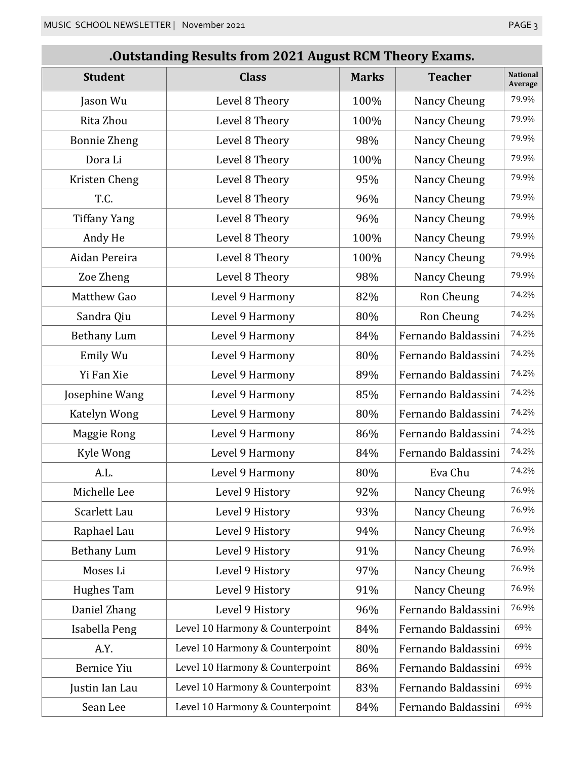## .Outstanding Results from 2021 August RCM Theory Exams.

| Student | Class | Marks | Teacher | National Average |
|---|---|---|---|---|
| Jason Wu | Level 8 Theory | 100% | Nancy Cheung | 79.9% |
| Rita Zhou | Level 8 Theory | 100% | Nancy Cheung | 79.9% |
| Bonnie Zheng | Level 8 Theory | 98% | Nancy Cheung | 79.9% |
| Dora Li | Level 8 Theory | 100% | Nancy Cheung | 79.9% |
| Kristen Cheng | Level 8 Theory | 95% | Nancy Cheung | 79.9% |
| T.C. | Level 8 Theory | 96% | Nancy Cheung | 79.9% |
| Tiffany Yang | Level 8 Theory | 96% | Nancy Cheung | 79.9% |
| Andy He | Level 8 Theory | 100% | Nancy Cheung | 79.9% |
| Aidan Pereira | Level 8 Theory | 100% | Nancy Cheung | 79.9% |
| Zoe Zheng | Level 8 Theory | 98% | Nancy Cheung | 79.9% |
| Matthew Gao | Level 9 Harmony | 82% | Ron Cheung | 74.2% |
| Sandra Qiu | Level 9 Harmony | 80% | Ron Cheung | 74.2% |
| Bethany Lum | Level 9 Harmony | 84% | Fernando Baldassini | 74.2% |
| Emily Wu | Level 9 Harmony | 80% | Fernando Baldassini | 74.2% |
| Yi Fan Xie | Level 9 Harmony | 89% | Fernando Baldassini | 74.2% |
| Josephine Wang | Level 9 Harmony | 85% | Fernando Baldassini | 74.2% |
| Katelyn Wong | Level 9 Harmony | 80% | Fernando Baldassini | 74.2% |
| Maggie Rong | Level 9 Harmony | 86% | Fernando Baldassini | 74.2% |
| Kyle Wong | Level 9 Harmony | 84% | Fernando Baldassini | 74.2% |
| A.L. | Level 9 Harmony | 80% | Eva Chu | 74.2% |
| Michelle Lee | Level 9 History | 92% | Nancy Cheung | 76.9% |
| Scarlett Lau | Level 9 History | 93% | Nancy Cheung | 76.9% |
| Raphael Lau | Level 9 History | 94% | Nancy Cheung | 76.9% |
| Bethany Lum | Level 9 History | 91% | Nancy Cheung | 76.9% |
| Moses Li | Level 9 History | 97% | Nancy Cheung | 76.9% |
| Hughes Tam | Level 9 History | 91% | Nancy Cheung | 76.9% |
| Daniel Zhang | Level 9 History | 96% | Fernando Baldassini | 76.9% |
| Isabella Peng | Level 10 Harmony & Counterpoint | 84% | Fernando Baldassini | 69% |
| A.Y. | Level 10 Harmony & Counterpoint | 80% | Fernando Baldassini | 69% |
| Bernice Yiu | Level 10 Harmony & Counterpoint | 86% | Fernando Baldassini | 69% |
| Justin Ian Lau | Level 10 Harmony & Counterpoint | 83% | Fernando Baldassini | 69% |
| Sean Lee | Level 10 Harmony & Counterpoint | 84% | Fernando Baldassini | 69% |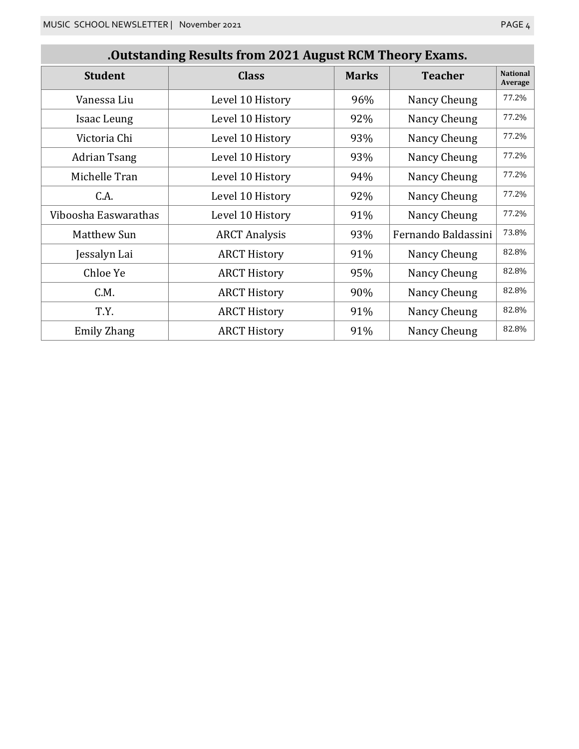## .Outstanding Results from 2021 August RCM Theory Exams.

| Student | Class | Marks | Teacher | National Average |
|---|---|---|---|---|
| Vanessa Liu | Level 10 History | 96% | Nancy Cheung | 77.2% |
| Isaac Leung | Level 10 History | 92% | Nancy Cheung | 77.2% |
| Victoria Chi | Level 10 History | 93% | Nancy Cheung | 77.2% |
| Adrian Tsang | Level 10 History | 93% | Nancy Cheung | 77.2% |
| Michelle Tran | Level 10 History | 94% | Nancy Cheung | 77.2% |
| C.A. | Level 10 History | 92% | Nancy Cheung | 77.2% |
| Viboosha Easwarathas | Level 10 History | 91% | Nancy Cheung | 77.2% |
| Matthew Sun | ARCT Analysis | 93% | Fernando Baldassini | 73.8% |
| Jessalyn Lai | ARCT History | 91% | Nancy Cheung | 82.8% |
| Chloe Ye | ARCT History | 95% | Nancy Cheung | 82.8% |
| C.M. | ARCT History | 90% | Nancy Cheung | 82.8% |
| T.Y. | ARCT History | 91% | Nancy Cheung | 82.8% |
| Emily Zhang | ARCT History | 91% | Nancy Cheung | 82.8% |